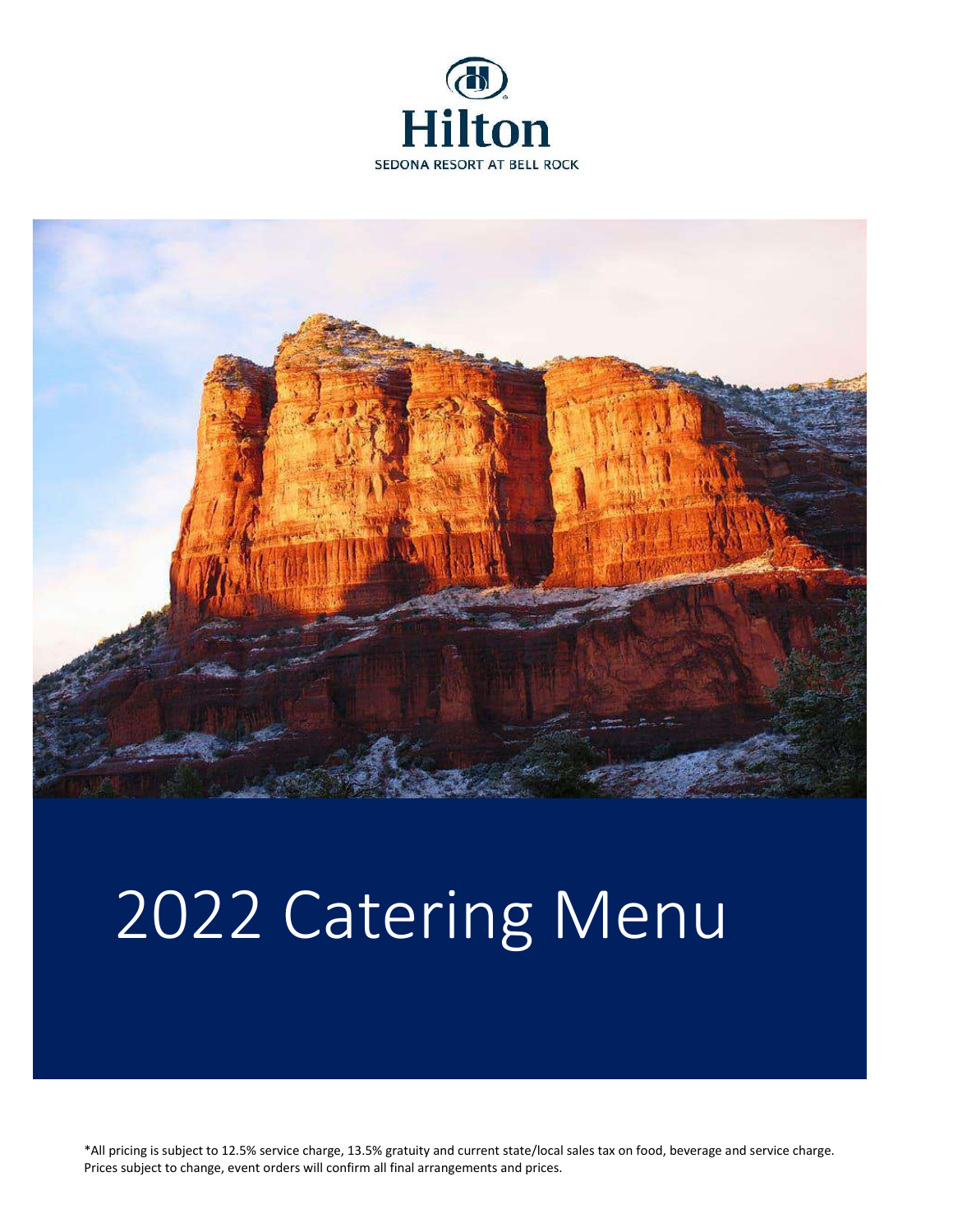Hilton

SEDONA RESORT AT BELL ROCK

# 2022 Catering Menu

*All pricing is subject to 12.5% service charge, 13.5% gratuity and current state/local sales tax on food, beverage and service charge. Prices subject to change, event orders will confirm all final arrangements and prices.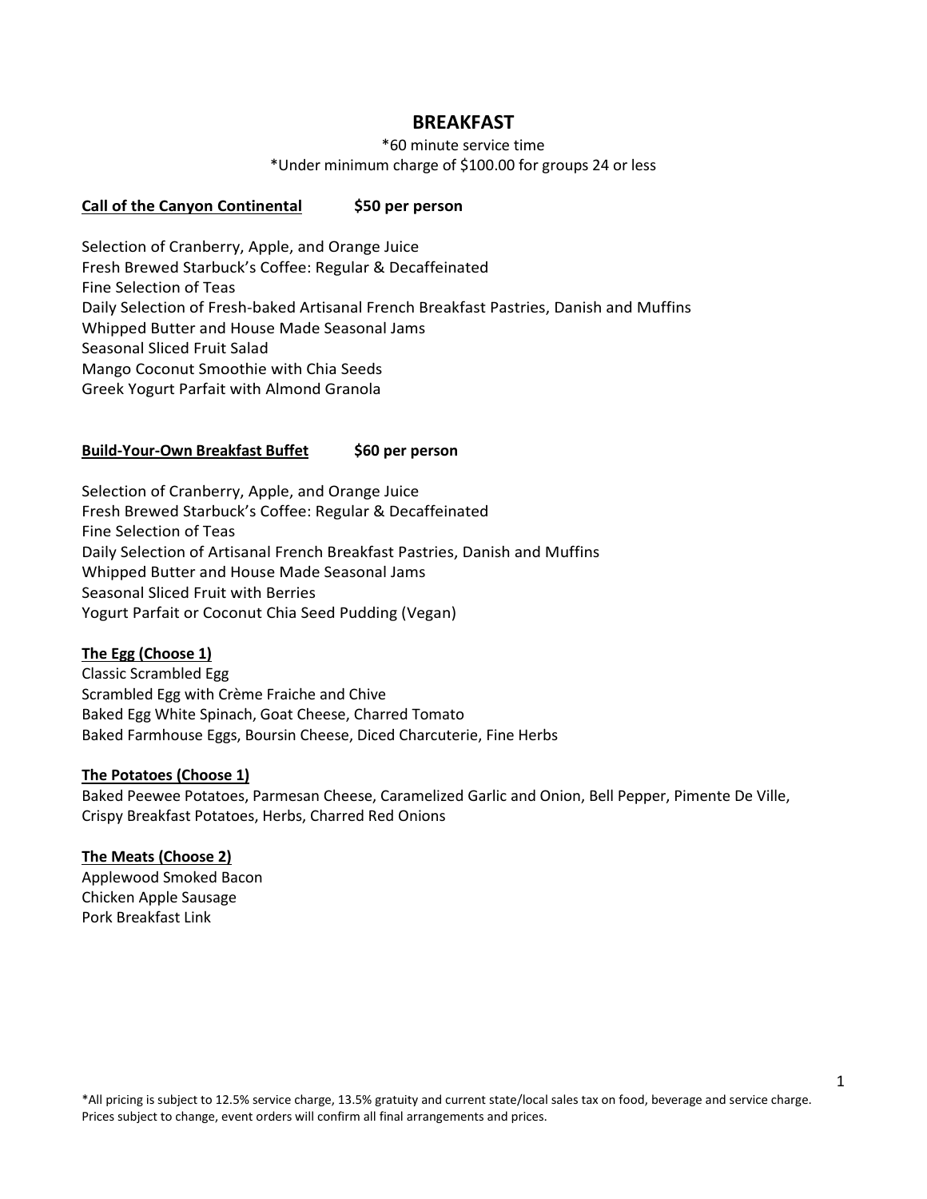# BREAKFAST

*60 minute service time
*Under minimum charge of $100.00 for groups 24 or less

**Call of the Canyon Continental** **$50 per person**

Selection of Cranberry, Apple, and Orange Juice
Fresh Brewed Starbuck's Coffee: Regular & Decaffeinated
Fine Selection of Teas
Daily Selection of Fresh-baked Artisanal French Breakfast Pastries, Danish and Muffins
Whipped Butter and House Made Seasonal Jams
Seasonal Sliced Fruit Salad
Mango Coconut Smoothie with Chia Seeds
Greek Yogurt Parfait with Almond Granola

**Build-Your-Own Breakfast Buffet** **$60 per person**

Selection of Cranberry, Apple, and Orange Juice
Fresh Brewed Starbuck's Coffee: Regular & Decaffeinated
Fine Selection of Teas
Daily Selection of Artisanal French Breakfast Pastries, Danish and Muffins
Whipped Butter and House Made Seasonal Jams
Seasonal Sliced Fruit with Berries
Yogurt Parfait or Coconut Chia Seed Pudding (Vegan)

**The Egg (Choose 1)**
Classic Scrambled Egg
Scrambled Egg with Crème Fraiche and Chive
Baked Egg White Spinach, Goat Cheese, Charred Tomato
Baked Farmhouse Eggs, Boursin Cheese, Diced Charcuterie, Fine Herbs

**The Potatoes (Choose 1)**
Baked Peewee Potatoes, Parmesan Cheese, Caramelized Garlic and Onion, Bell Pepper, Pimente De Ville,
Crispy Breakfast Potatoes, Herbs, Charred Red Onions

**The Meats (Choose 2)**
Applewood Smoked Bacon
Chicken Apple Sausage
Pork Breakfast Link

*All pricing is subject to 12.5% service charge, 13.5% gratuity and current state/local sales tax on food, beverage and service charge. Prices subject to change, event orders will confirm all final arrangements and prices.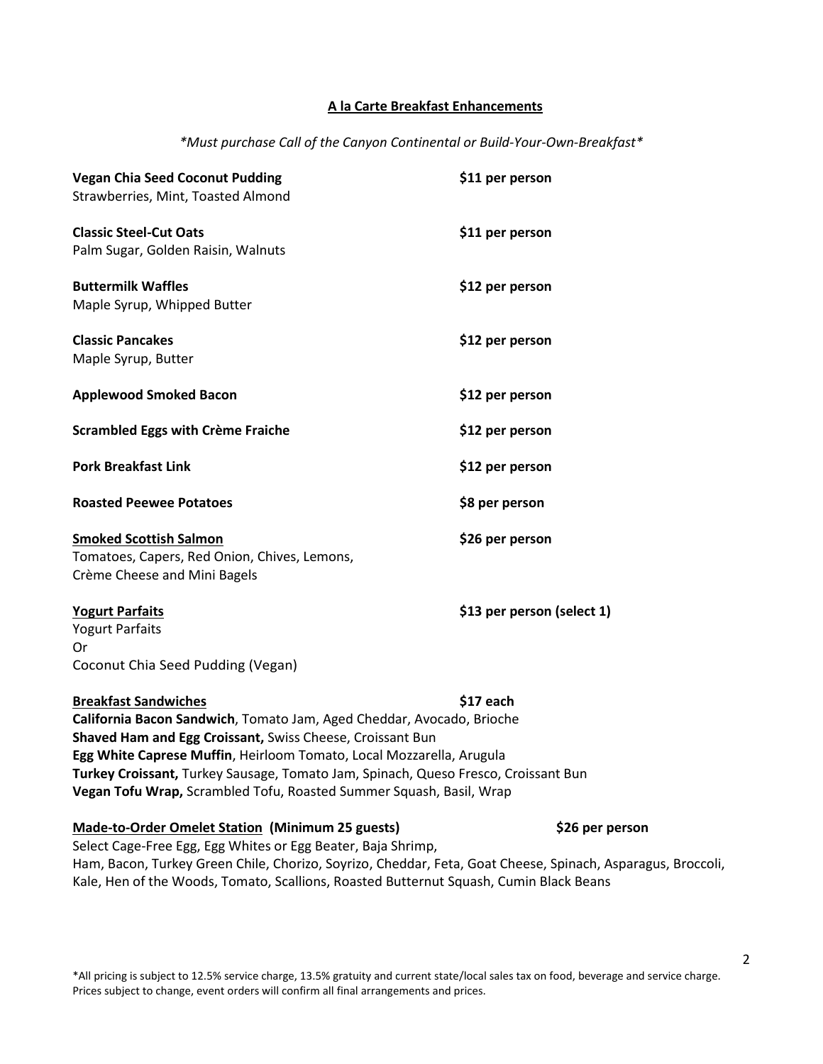## A la Carte Breakfast Enhancements

*\*Must purchase Call of the Canyon Continental or Build-Your-Own-Breakfast\**

**Vegan Chia Seed Coconut Pudding** — $11 per person
Strawberries, Mint, Toasted Almond

**Classic Steel-Cut Oats** — $11 per person
Palm Sugar, Golden Raisin, Walnuts

**Buttermilk Waffles** — $12 per person
Maple Syrup, Whipped Butter

**Classic Pancakes** — $12 per person
Maple Syrup, Butter

**Applewood Smoked Bacon** — $12 per person

**Scrambled Eggs with Crème Fraiche** — $12 per person

**Pork Breakfast Link** — $12 per person

**Roasted Peewee Potatoes** — $8 per person

**Smoked Scottish Salmon** — $26 per person
Tomatoes, Capers, Red Onion, Chives, Lemons,
Crème Cheese and Mini Bagels

**Yogurt Parfaits** — $13 per person (select 1)
Yogurt Parfaits
Or
Coconut Chia Seed Pudding (Vegan)

**Breakfast Sandwiches** — $17 each
**California Bacon Sandwich**, Tomato Jam, Aged Cheddar, Avocado, Brioche
**Shaved Ham and Egg Croissant,** Swiss Cheese, Croissant Bun
**Egg White Caprese Muffin**, Heirloom Tomato, Local Mozzarella, Arugula
**Turkey Croissant,** Turkey Sausage, Tomato Jam, Spinach, Queso Fresco, Croissant Bun
**Vegan Tofu Wrap,** Scrambled Tofu, Roasted Summer Squash, Basil, Wrap

**Made-to-Order Omelet Station (Minimum 25 guests)** — $26 per person
Select Cage-Free Egg, Egg Whites or Egg Beater, Baja Shrimp,
Ham, Bacon, Turkey Green Chile, Chorizo, Soyrizo, Cheddar, Feta, Goat Cheese, Spinach, Asparagus, Broccoli, Kale, Hen of the Woods, Tomato, Scallions, Roasted Butternut Squash, Cumin Black Beans

*All pricing is subject to 12.5% service charge, 13.5% gratuity and current state/local sales tax on food, beverage and service charge. Prices subject to change, event orders will confirm all final arrangements and prices.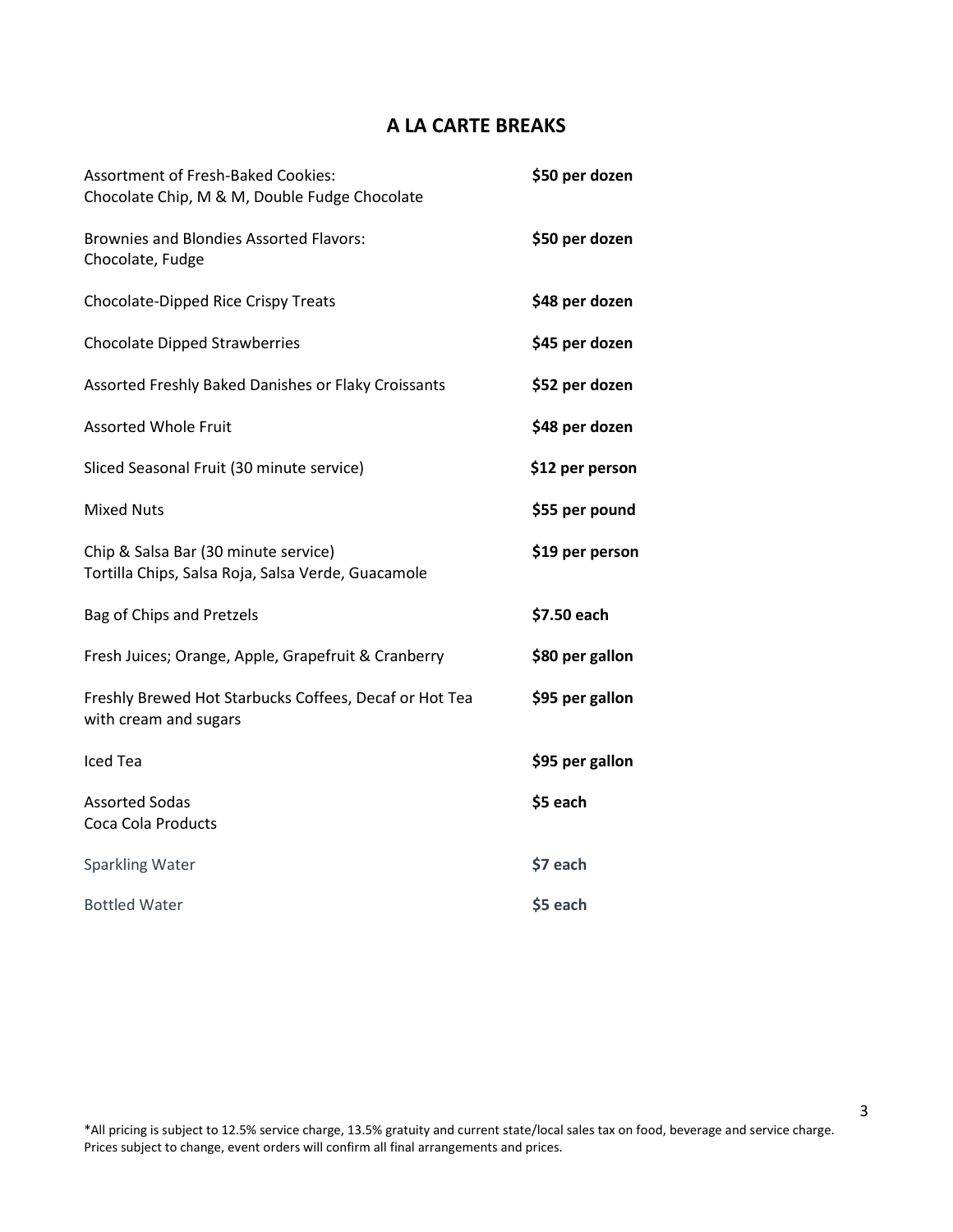# A LA CARTE BREAKS

| Item | Price |
| --- | --- |
| Assortment of Fresh-Baked Cookies: Chocolate Chip, M & M, Double Fudge Chocolate | **$50 per dozen** |
| Brownies and Blondies Assorted Flavors: Chocolate, Fudge | **$50 per dozen** |
| Chocolate-Dipped Rice Crispy Treats | **$48 per dozen** |
| Chocolate Dipped Strawberries | **$45 per dozen** |
| Assorted Freshly Baked Danishes or Flaky Croissants | **$52 per dozen** |
| Assorted Whole Fruit | **$48 per dozen** |
| Sliced Seasonal Fruit (30 minute service) | **$12 per person** |
| Mixed Nuts | **$55 per pound** |
| Chip & Salsa Bar (30 minute service) Tortilla Chips, Salsa Roja, Salsa Verde, Guacamole | **$19 per person** |
| Bag of Chips and Pretzels | **$7.50 each** |
| Fresh Juices; Orange, Apple, Grapefruit & Cranberry | **$80 per gallon** |
| Freshly Brewed Hot Starbucks Coffees, Decaf or Hot Tea with cream and sugars | **$95 per gallon** |
| Iced Tea | **$95 per gallon** |
| Assorted Sodas Coca Cola Products | **$5 each** |
| Sparkling Water | **$7 each** |
| Bottled Water | **$5 each** |

*All pricing is subject to 12.5% service charge, 13.5% gratuity and current state/local sales tax on food, beverage and service charge. Prices subject to change, event orders will confirm all final arrangements and prices.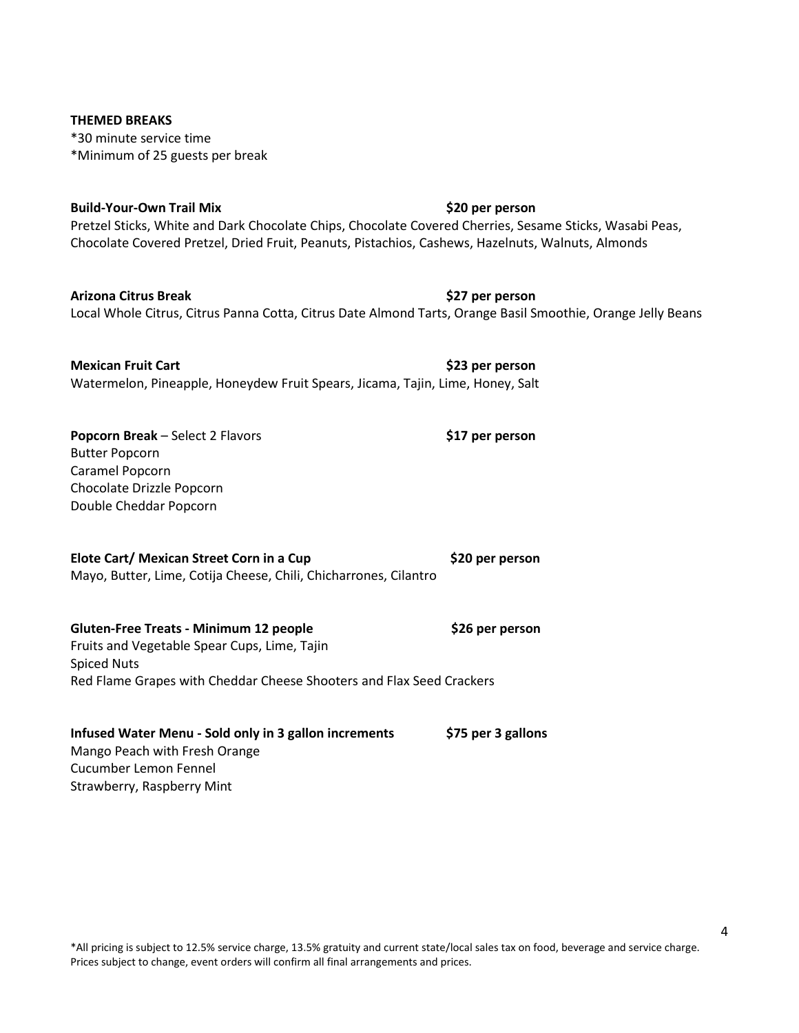## THEMED BREAKS

*30 minute service time
*Minimum of 25 guests per break

**Build-Your-Own Trail Mix** **$20 per person**
Pretzel Sticks, White and Dark Chocolate Chips, Chocolate Covered Cherries, Sesame Sticks, Wasabi Peas, Chocolate Covered Pretzel, Dried Fruit, Peanuts, Pistachios, Cashews, Hazelnuts, Walnuts, Almonds

**Arizona Citrus Break** **$27 per person**
Local Whole Citrus, Citrus Panna Cotta, Citrus Date Almond Tarts, Orange Basil Smoothie, Orange Jelly Beans

**Mexican Fruit Cart** **$23 per person**
Watermelon, Pineapple, Honeydew Fruit Spears, Jicama, Tajin, Lime, Honey, Salt

**Popcorn Break** – Select 2 Flavors **$17 per person**
Butter Popcorn
Caramel Popcorn
Chocolate Drizzle Popcorn
Double Cheddar Popcorn

**Elote Cart/ Mexican Street Corn in a Cup** **$20 per person**
Mayo, Butter, Lime, Cotija Cheese, Chili, Chicharrones, Cilantro

**Gluten-Free Treats - Minimum 12 people** **$26 per person**
Fruits and Vegetable Spear Cups, Lime, Tajin
Spiced Nuts
Red Flame Grapes with Cheddar Cheese Shooters and Flax Seed Crackers

**Infused Water Menu - Sold only in 3 gallon increments** **$75 per 3 gallons**
Mango Peach with Fresh Orange
Cucumber Lemon Fennel
Strawberry, Raspberry Mint

*All pricing is subject to 12.5% service charge, 13.5% gratuity and current state/local sales tax on food, beverage and service charge. Prices subject to change, event orders will confirm all final arrangements and prices.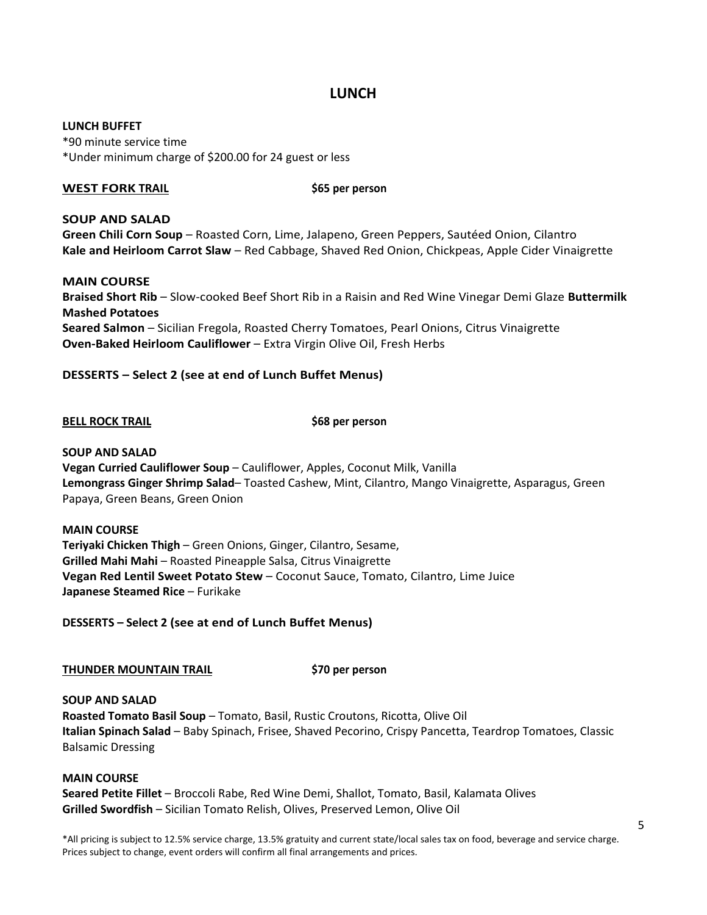# LUNCH

**LUNCH BUFFET**
*90 minute service time
*Under minimum charge of $200.00 for 24 guest or less

## WEST FORK TRAIL — $65 per person

**SOUP AND SALAD**
**Green Chili Corn Soup** – Roasted Corn, Lime, Jalapeno, Green Peppers, Sautéed Onion, Cilantro
**Kale and Heirloom Carrot Slaw** – Red Cabbage, Shaved Red Onion, Chickpeas, Apple Cider Vinaigrette

**MAIN COURSE**
**Braised Short Rib** – Slow-cooked Beef Short Rib in a Raisin and Red Wine Vinegar Demi Glaze **Buttermilk Mashed Potatoes**
**Seared Salmon** – Sicilian Fregola, Roasted Cherry Tomatoes, Pearl Onions, Citrus Vinaigrette
**Oven-Baked Heirloom Cauliflower** – Extra Virgin Olive Oil, Fresh Herbs

**DESSERTS – Select 2 (see at end of Lunch Buffet Menus)**

## BELL ROCK TRAIL — $68 per person

**SOUP AND SALAD**
**Vegan Curried Cauliflower Soup** – Cauliflower, Apples, Coconut Milk, Vanilla
**Lemongrass Ginger Shrimp Salad**– Toasted Cashew, Mint, Cilantro, Mango Vinaigrette, Asparagus, Green Papaya, Green Beans, Green Onion

**MAIN COURSE**
**Teriyaki Chicken Thigh** – Green Onions, Ginger, Cilantro, Sesame,
**Grilled Mahi Mahi** – Roasted Pineapple Salsa, Citrus Vinaigrette
**Vegan Red Lentil Sweet Potato Stew** – Coconut Sauce, Tomato, Cilantro, Lime Juice
**Japanese Steamed Rice** – Furikake

**DESSERTS – Select 2 (see at end of Lunch Buffet Menus)**

## THUNDER MOUNTAIN TRAIL — $70 per person

**SOUP AND SALAD**
**Roasted Tomato Basil Soup** – Tomato, Basil, Rustic Croutons, Ricotta, Olive Oil
**Italian Spinach Salad** – Baby Spinach, Frisee, Shaved Pecorino, Crispy Pancetta, Teardrop Tomatoes, Classic Balsamic Dressing

**MAIN COURSE**
**Seared Petite Fillet** – Broccoli Rabe, Red Wine Demi, Shallot, Tomato, Basil, Kalamata Olives
**Grilled Swordfish** – Sicilian Tomato Relish, Olives, Preserved Lemon, Olive Oil

*All pricing is subject to 12.5% service charge, 13.5% gratuity and current state/local sales tax on food, beverage and service charge. Prices subject to change, event orders will confirm all final arrangements and prices.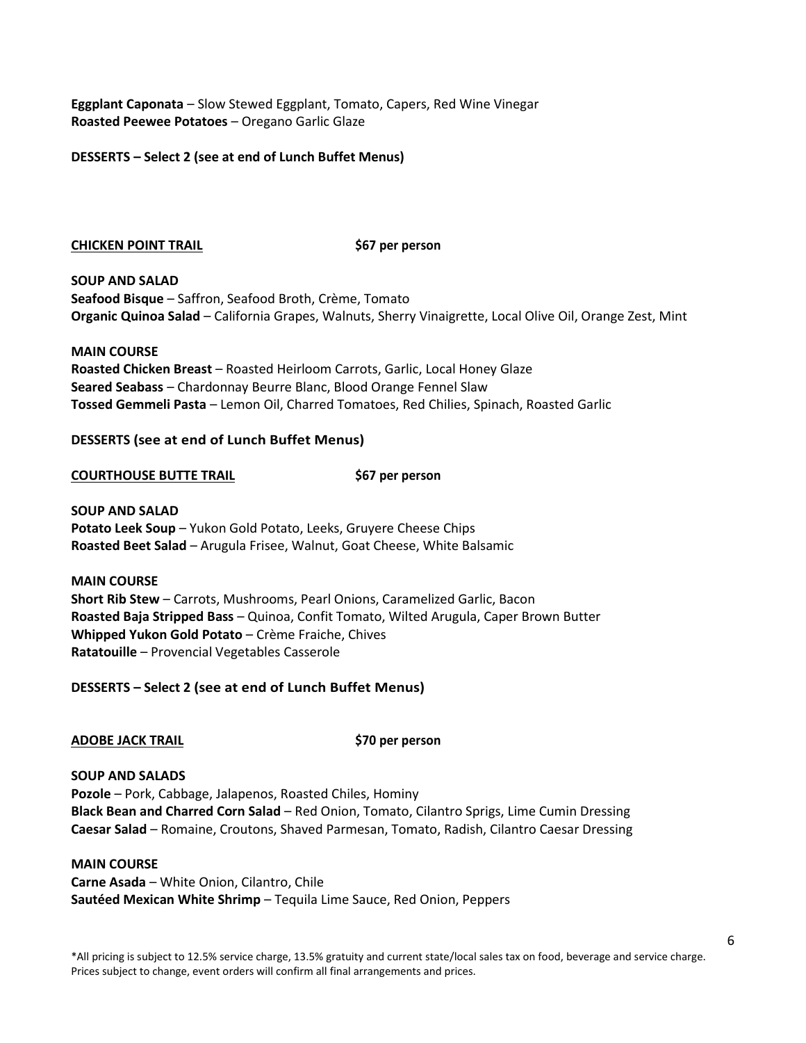**Eggplant Caponata** – Slow Stewed Eggplant, Tomato, Capers, Red Wine Vinegar
**Roasted Peewee Potatoes** – Oregano Garlic Glaze

**DESSERTS – Select 2 (see at end of Lunch Buffet Menus)**

## CHICKEN POINT TRAIL — $67 per person

**SOUP AND SALAD**
**Seafood Bisque** – Saffron, Seafood Broth, Crème, Tomato
**Organic Quinoa Salad** – California Grapes, Walnuts, Sherry Vinaigrette, Local Olive Oil, Orange Zest, Mint

**MAIN COURSE**
**Roasted Chicken Breast** – Roasted Heirloom Carrots, Garlic, Local Honey Glaze
**Seared Seabass** – Chardonnay Beurre Blanc, Blood Orange Fennel Slaw
**Tossed Gemmeli Pasta** – Lemon Oil, Charred Tomatoes, Red Chilies, Spinach, Roasted Garlic

**DESSERTS (see at end of Lunch Buffet Menus)**

## COURTHOUSE BUTTE TRAIL — $67 per person

**SOUP AND SALAD**
**Potato Leek Soup** – Yukon Gold Potato, Leeks, Gruyere Cheese Chips
**Roasted Beet Salad** – Arugula Frisee, Walnut, Goat Cheese, White Balsamic

**MAIN COURSE**
**Short Rib Stew** – Carrots, Mushrooms, Pearl Onions, Caramelized Garlic, Bacon
**Roasted Baja Stripped Bass** – Quinoa, Confit Tomato, Wilted Arugula, Caper Brown Butter
**Whipped Yukon Gold Potato** – Crème Fraiche, Chives
**Ratatouille** – Provencial Vegetables Casserole

**DESSERTS – Select 2 (see at end of Lunch Buffet Menus)**

## ADOBE JACK TRAIL — $70 per person

**SOUP AND SALADS**
**Pozole** – Pork, Cabbage, Jalapenos, Roasted Chiles, Hominy
**Black Bean and Charred Corn Salad** – Red Onion, Tomato, Cilantro Sprigs, Lime Cumin Dressing
**Caesar Salad** – Romaine, Croutons, Shaved Parmesan, Tomato, Radish, Cilantro Caesar Dressing

**MAIN COURSE**
**Carne Asada** – White Onion, Cilantro, Chile
**Sautéed Mexican White Shrimp** – Tequila Lime Sauce, Red Onion, Peppers

*All pricing is subject to 12.5% service charge, 13.5% gratuity and current state/local sales tax on food, beverage and service charge. Prices subject to change, event orders will confirm all final arrangements and prices.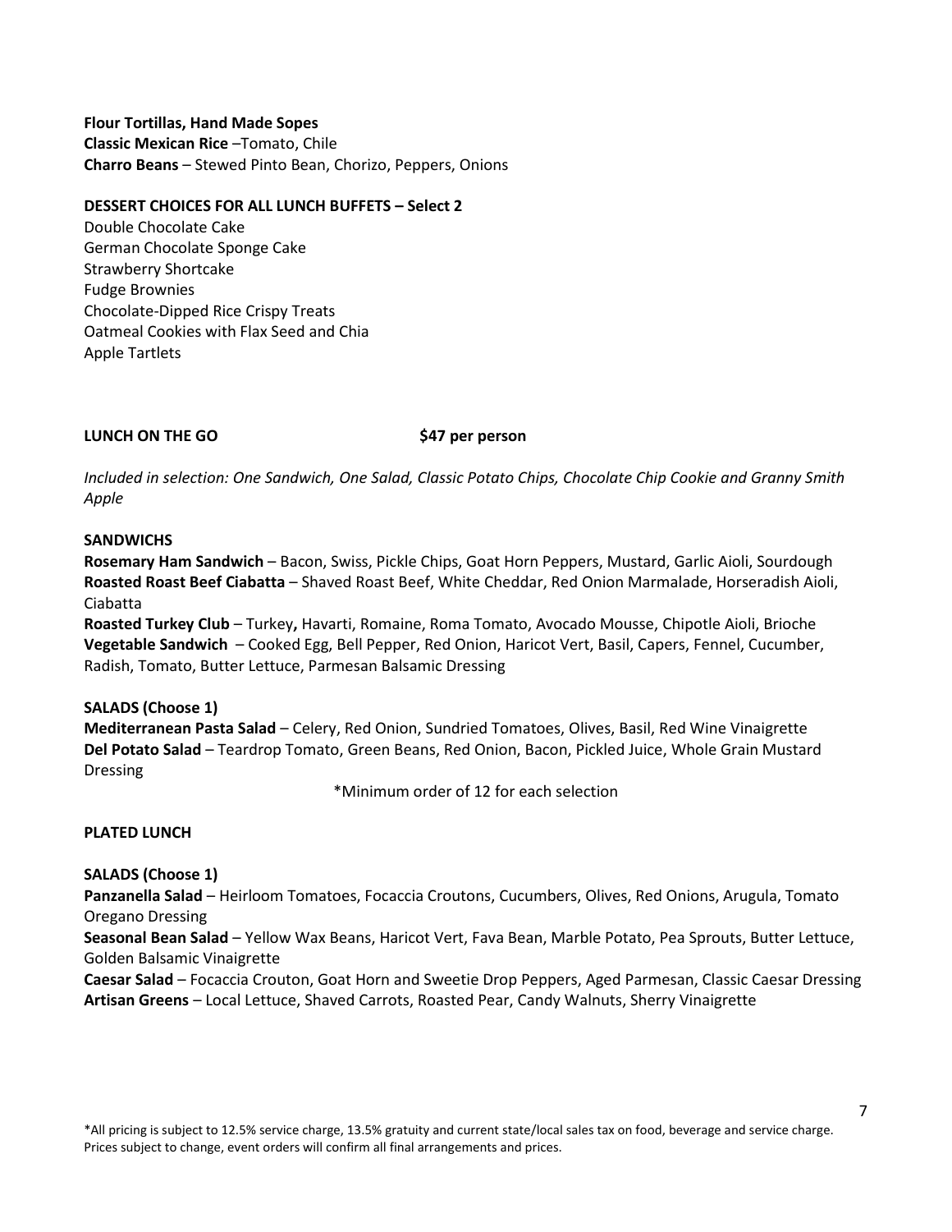**Flour Tortillas, Hand Made Sopes**
**Classic Mexican Rice** –Tomato, Chile
**Charro Beans** – Stewed Pinto Bean, Chorizo, Peppers, Onions

**DESSERT CHOICES FOR ALL LUNCH BUFFETS – Select 2**

Double Chocolate Cake
German Chocolate Sponge Cake
Strawberry Shortcake
Fudge Brownies
Chocolate-Dipped Rice Crispy Treats
Oatmeal Cookies with Flax Seed and Chia
Apple Tartlets

**LUNCH ON THE GO** **$47 per person**

*Included in selection: One Sandwich, One Salad, Classic Potato Chips, Chocolate Chip Cookie and Granny Smith Apple*

**SANDWICHS**

**Rosemary Ham Sandwich** – Bacon, Swiss, Pickle Chips, Goat Horn Peppers, Mustard, Garlic Aioli, Sourdough
**Roasted Roast Beef Ciabatta** – Shaved Roast Beef, White Cheddar, Red Onion Marmalade, Horseradish Aioli, Ciabatta
**Roasted Turkey Club** – Turkey**,** Havarti, Romaine, Roma Tomato, Avocado Mousse, Chipotle Aioli, Brioche
**Vegetable Sandwich** – Cooked Egg, Bell Pepper, Red Onion, Haricot Vert, Basil, Capers, Fennel, Cucumber, Radish, Tomato, Butter Lettuce, Parmesan Balsamic Dressing

**SALADS (Choose 1)**

**Mediterranean Pasta Salad** – Celery, Red Onion, Sundried Tomatoes, Olives, Basil, Red Wine Vinaigrette
**Del Potato Salad** – Teardrop Tomato, Green Beans, Red Onion, Bacon, Pickled Juice, Whole Grain Mustard Dressing

*Minimum order of 12 for each selection

**PLATED LUNCH**

**SALADS (Choose 1)**

**Panzanella Salad** – Heirloom Tomatoes, Focaccia Croutons, Cucumbers, Olives, Red Onions, Arugula, Tomato Oregano Dressing
**Seasonal Bean Salad** – Yellow Wax Beans, Haricot Vert, Fava Bean, Marble Potato, Pea Sprouts, Butter Lettuce, Golden Balsamic Vinaigrette
**Caesar Salad** – Focaccia Crouton, Goat Horn and Sweetie Drop Peppers, Aged Parmesan, Classic Caesar Dressing
**Artisan Greens** – Local Lettuce, Shaved Carrots, Roasted Pear, Candy Walnuts, Sherry Vinaigrette

*All pricing is subject to 12.5% service charge, 13.5% gratuity and current state/local sales tax on food, beverage and service charge. Prices subject to change, event orders will confirm all final arrangements and prices.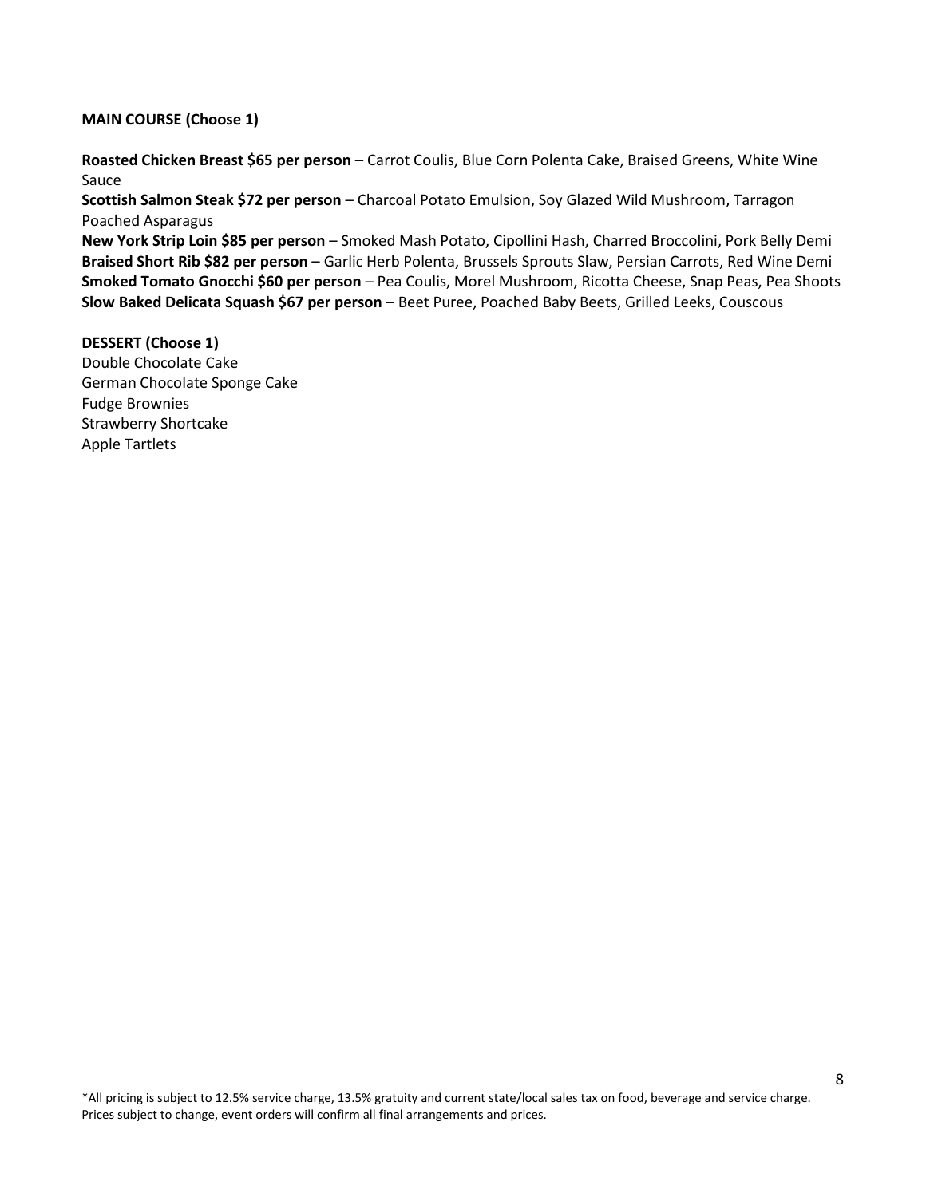**MAIN COURSE (Choose 1)**

**Roasted Chicken Breast $65 per person** – Carrot Coulis, Blue Corn Polenta Cake, Braised Greens, White Wine Sauce
**Scottish Salmon Steak $72 per person** – Charcoal Potato Emulsion, Soy Glazed Wild Mushroom, Tarragon Poached Asparagus
**New York Strip Loin $85 per person** – Smoked Mash Potato, Cipollini Hash, Charred Broccolini, Pork Belly Demi
**Braised Short Rib $82 per person** – Garlic Herb Polenta, Brussels Sprouts Slaw, Persian Carrots, Red Wine Demi
**Smoked Tomato Gnocchi $60 per person** – Pea Coulis, Morel Mushroom, Ricotta Cheese, Snap Peas, Pea Shoots
**Slow Baked Delicata Squash $67 per person** – Beet Puree, Poached Baby Beets, Grilled Leeks, Couscous

**DESSERT (Choose 1)**
Double Chocolate Cake
German Chocolate Sponge Cake
Fudge Brownies
Strawberry Shortcake
Apple Tartlets

*All pricing is subject to 12.5% service charge, 13.5% gratuity and current state/local sales tax on food, beverage and service charge. Prices subject to change, event orders will confirm all final arrangements and prices.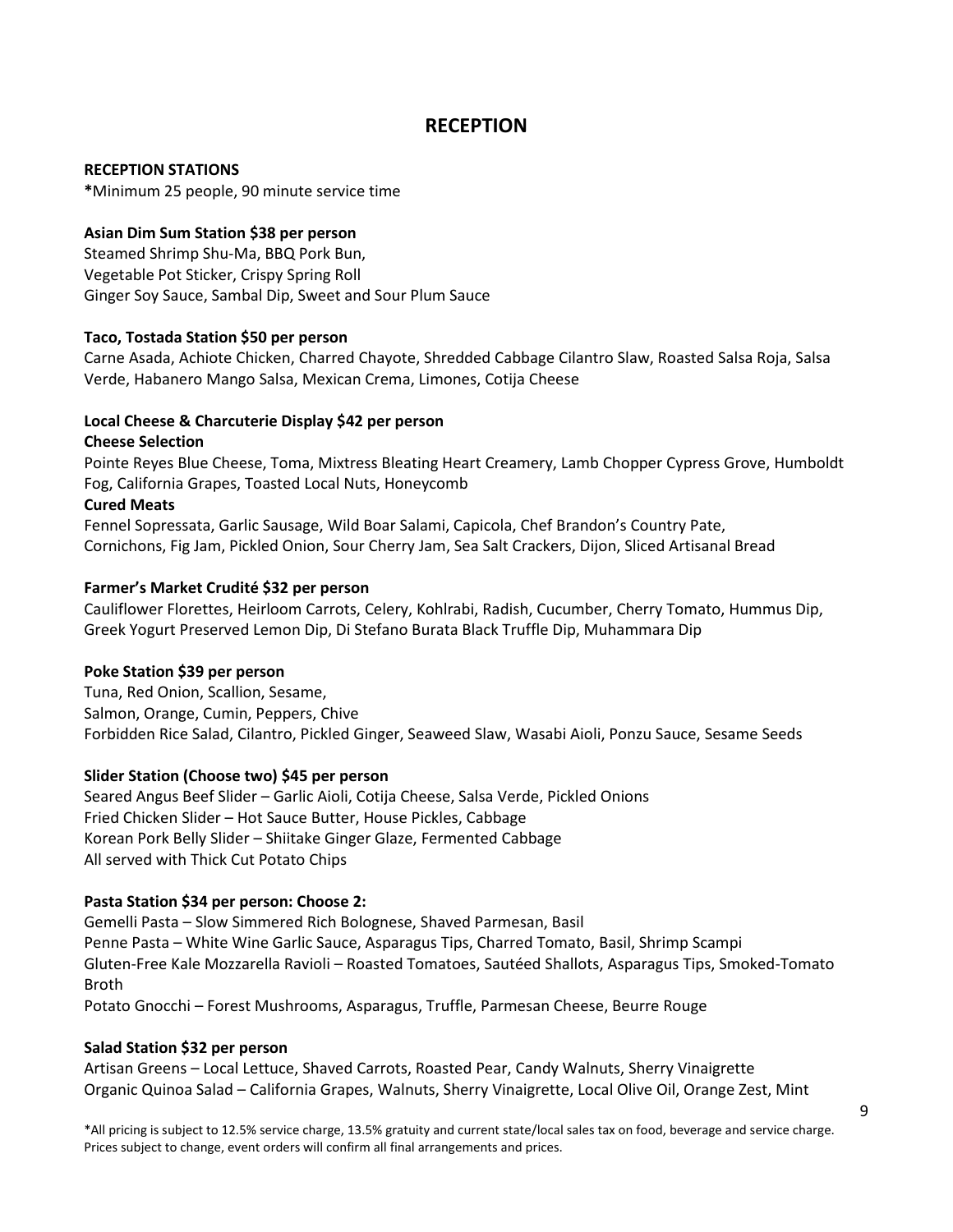# RECEPTION

**RECEPTION STATIONS**
***Minimum 25 people, 90 minute service time

**Asian Dim Sum Station $38 per person**
Steamed Shrimp Shu-Ma, BBQ Pork Bun,
Vegetable Pot Sticker, Crispy Spring Roll
Ginger Soy Sauce, Sambal Dip, Sweet and Sour Plum Sauce

**Taco, Tostada Station $50 per person**
Carne Asada, Achiote Chicken, Charred Chayote, Shredded Cabbage Cilantro Slaw, Roasted Salsa Roja, Salsa Verde, Habanero Mango Salsa, Mexican Crema, Limones, Cotija Cheese

**Local Cheese & Charcuterie Display $42 per person**
**Cheese Selection**
Pointe Reyes Blue Cheese, Toma, Mixtress Bleating Heart Creamery, Lamb Chopper Cypress Grove, Humboldt Fog, California Grapes, Toasted Local Nuts, Honeycomb
**Cured Meats**
Fennel Sopressata, Garlic Sausage, Wild Boar Salami, Capicola, Chef Brandon's Country Pate,
Cornichons, Fig Jam, Pickled Onion, Sour Cherry Jam, Sea Salt Crackers, Dijon, Sliced Artisanal Bread

**Farmer's Market Crudité $32 per person**
Cauliflower Florettes, Heirloom Carrots, Celery, Kohlrabi, Radish, Cucumber, Cherry Tomato, Hummus Dip, Greek Yogurt Preserved Lemon Dip, Di Stefano Burata Black Truffle Dip, Muhammara Dip

**Poke Station $39 per person**
Tuna, Red Onion, Scallion, Sesame,
Salmon, Orange, Cumin, Peppers, Chive
Forbidden Rice Salad, Cilantro, Pickled Ginger, Seaweed Slaw, Wasabi Aioli, Ponzu Sauce, Sesame Seeds

**Slider Station (Choose two) $45 per person**
Seared Angus Beef Slider – Garlic Aioli, Cotija Cheese, Salsa Verde, Pickled Onions
Fried Chicken Slider – Hot Sauce Butter, House Pickles, Cabbage
Korean Pork Belly Slider – Shiitake Ginger Glaze, Fermented Cabbage
All served with Thick Cut Potato Chips

**Pasta Station $34 per person: Choose 2:**
Gemelli Pasta – Slow Simmered Rich Bolognese, Shaved Parmesan, Basil
Penne Pasta – White Wine Garlic Sauce, Asparagus Tips, Charred Tomato, Basil, Shrimp Scampi
Gluten-Free Kale Mozzarella Ravioli – Roasted Tomatoes, Sautéed Shallots, Asparagus Tips, Smoked-Tomato Broth
Potato Gnocchi – Forest Mushrooms, Asparagus, Truffle, Parmesan Cheese, Beurre Rouge

**Salad Station $32 per person**
Artisan Greens – Local Lettuce, Shaved Carrots, Roasted Pear, Candy Walnuts, Sherry Vinaigrette
Organic Quinoa Salad – California Grapes, Walnuts, Sherry Vinaigrette, Local Olive Oil, Orange Zest, Mint

*All pricing is subject to 12.5% service charge, 13.5% gratuity and current state/local sales tax on food, beverage and service charge. Prices subject to change, event orders will confirm all final arrangements and prices.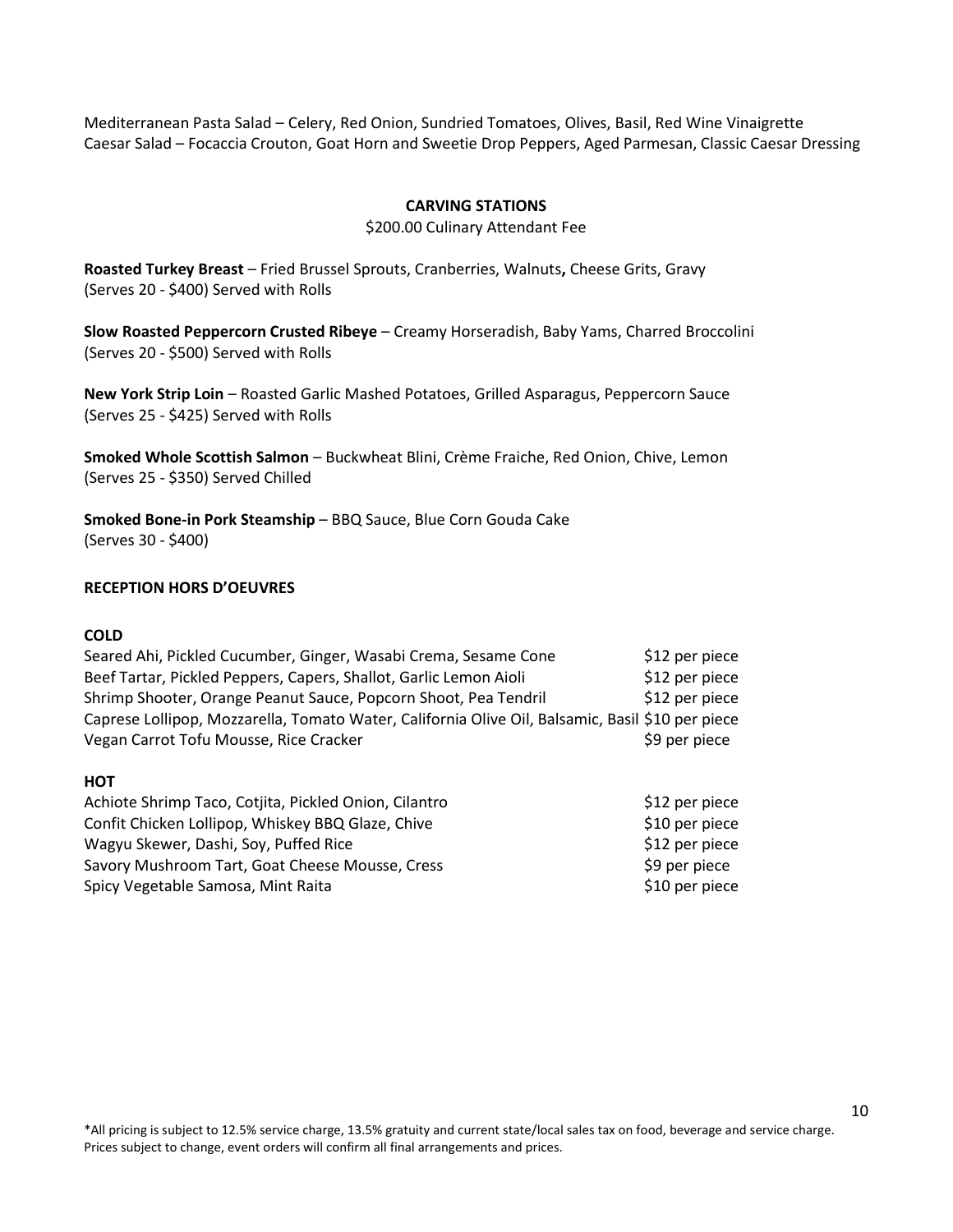Mediterranean Pasta Salad – Celery, Red Onion, Sundried Tomatoes, Olives, Basil, Red Wine Vinaigrette
Caesar Salad – Focaccia Crouton, Goat Horn and Sweetie Drop Peppers, Aged Parmesan, Classic Caesar Dressing

## CARVING STATIONS

$200.00 Culinary Attendant Fee

**Roasted Turkey Breast** – Fried Brussel Sprouts, Cranberries, Walnuts**,** Cheese Grits, Gravy
(Serves 20 - $400) Served with Rolls

**Slow Roasted Peppercorn Crusted Ribeye** – Creamy Horseradish, Baby Yams, Charred Broccolini
(Serves 20 - $500) Served with Rolls

**New York Strip Loin** – Roasted Garlic Mashed Potatoes, Grilled Asparagus, Peppercorn Sauce
(Serves 25 - $425) Served with Rolls

**Smoked Whole Scottish Salmon** – Buckwheat Blini, Crème Fraiche, Red Onion, Chive, Lemon
(Serves 25 - $350) Served Chilled

**Smoked Bone-in Pork Steamship** – BBQ Sauce, Blue Corn Gouda Cake
(Serves 30 - $400)

## RECEPTION HORS D'OEUVRES

### COLD

| Item | Price |
|---|---|
| Seared Ahi, Pickled Cucumber, Ginger, Wasabi Crema, Sesame Cone | $12 per piece |
| Beef Tartar, Pickled Peppers, Capers, Shallot, Garlic Lemon Aioli | $12 per piece |
| Shrimp Shooter, Orange Peanut Sauce, Popcorn Shoot, Pea Tendril | $12 per piece |
| Caprese Lollipop, Mozzarella, Tomato Water, California Olive Oil, Balsamic, Basil | $10 per piece |
| Vegan Carrot Tofu Mousse, Rice Cracker | $9 per piece |

### HOT

| Item | Price |
|---|---|
| Achiote Shrimp Taco, Cotjita, Pickled Onion, Cilantro | $12 per piece |
| Confit Chicken Lollipop, Whiskey BBQ Glaze, Chive | $10 per piece |
| Wagyu Skewer, Dashi, Soy, Puffed Rice | $12 per piece |
| Savory Mushroom Tart, Goat Cheese Mousse, Cress | $9 per piece |
| Spicy Vegetable Samosa, Mint Raita | $10 per piece |

*All pricing is subject to 12.5% service charge, 13.5% gratuity and current state/local sales tax on food, beverage and service charge. Prices subject to change, event orders will confirm all final arrangements and prices.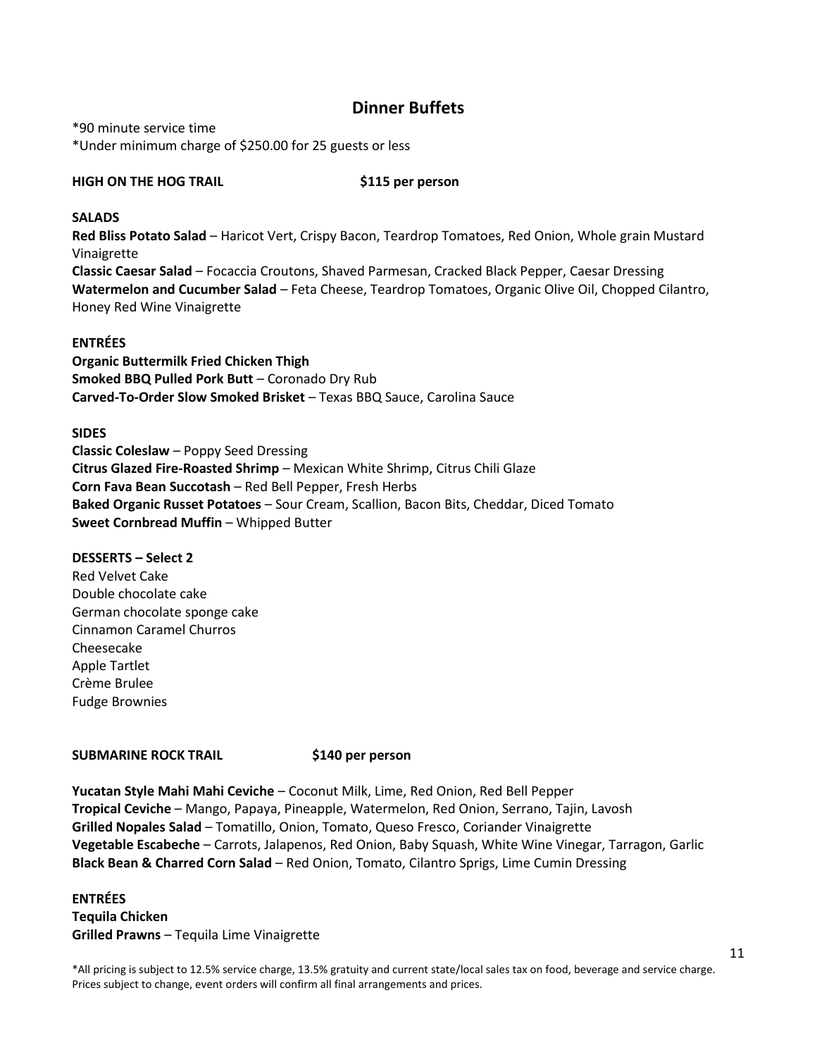## Dinner Buffets

*90 minute service time
*Under minimum charge of $250.00 for 25 guests or less

**HIGH ON THE HOG TRAIL** **$115 per person**

**SALADS**
**Red Bliss Potato Salad** – Haricot Vert, Crispy Bacon, Teardrop Tomatoes, Red Onion, Whole grain Mustard Vinaigrette
**Classic Caesar Salad** – Focaccia Croutons, Shaved Parmesan, Cracked Black Pepper, Caesar Dressing
**Watermelon and Cucumber Salad** – Feta Cheese, Teardrop Tomatoes, Organic Olive Oil, Chopped Cilantro, Honey Red Wine Vinaigrette

**ENTRÉES**
**Organic Buttermilk Fried Chicken Thigh**
**Smoked BBQ Pulled Pork Butt** – Coronado Dry Rub
**Carved-To-Order Slow Smoked Brisket** – Texas BBQ Sauce, Carolina Sauce

**SIDES**
**Classic Coleslaw** – Poppy Seed Dressing
**Citrus Glazed Fire-Roasted Shrimp** – Mexican White Shrimp, Citrus Chili Glaze
**Corn Fava Bean Succotash** – Red Bell Pepper, Fresh Herbs
**Baked Organic Russet Potatoes** – Sour Cream, Scallion, Bacon Bits, Cheddar, Diced Tomato
**Sweet Cornbread Muffin** – Whipped Butter

**DESSERTS – Select 2**
Red Velvet Cake
Double chocolate cake
German chocolate sponge cake
Cinnamon Caramel Churros
Cheesecake
Apple Tartlet
Crème Brulee
Fudge Brownies

**SUBMARINE ROCK TRAIL** **$140 per person**

**Yucatan Style Mahi Mahi Ceviche** – Coconut Milk, Lime, Red Onion, Red Bell Pepper
**Tropical Ceviche** – Mango, Papaya, Pineapple, Watermelon, Red Onion, Serrano, Tajin, Lavosh
**Grilled Nopales Salad** – Tomatillo, Onion, Tomato, Queso Fresco, Coriander Vinaigrette
**Vegetable Escabeche** – Carrots, Jalapenos, Red Onion, Baby Squash, White Wine Vinegar, Tarragon, Garlic
**Black Bean & Charred Corn Salad** – Red Onion, Tomato, Cilantro Sprigs, Lime Cumin Dressing

**ENTRÉES**
**Tequila Chicken**
**Grilled Prawns** – Tequila Lime Vinaigrette

*All pricing is subject to 12.5% service charge, 13.5% gratuity and current state/local sales tax on food, beverage and service charge. Prices subject to change, event orders will confirm all final arrangements and prices.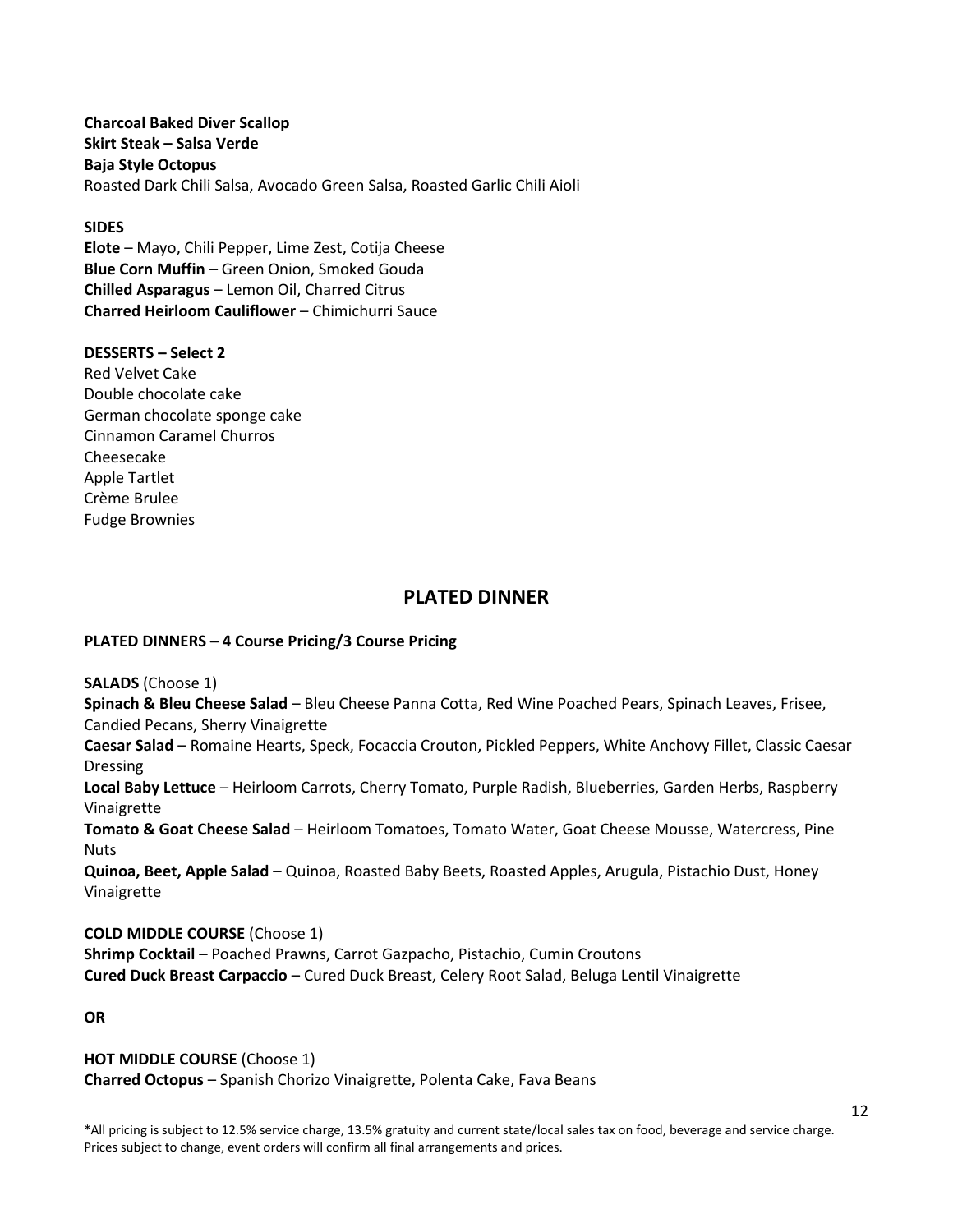**Charcoal Baked Diver Scallop**
**Skirt Steak – Salsa Verde**
**Baja Style Octopus**
Roasted Dark Chili Salsa, Avocado Green Salsa, Roasted Garlic Chili Aioli

**SIDES**
**Elote** – Mayo, Chili Pepper, Lime Zest, Cotija Cheese
**Blue Corn Muffin** – Green Onion, Smoked Gouda
**Chilled Asparagus** – Lemon Oil, Charred Citrus
**Charred Heirloom Cauliflower** – Chimichurri Sauce

**DESSERTS – Select 2**
Red Velvet Cake
Double chocolate cake
German chocolate sponge cake
Cinnamon Caramel Churros
Cheesecake
Apple Tartlet
Crème Brulee
Fudge Brownies

## PLATED DINNER

**PLATED DINNERS – 4 Course Pricing/3 Course Pricing**

**SALADS** (Choose 1)
**Spinach & Bleu Cheese Salad** – Bleu Cheese Panna Cotta, Red Wine Poached Pears, Spinach Leaves, Frisee, Candied Pecans, Sherry Vinaigrette
**Caesar Salad** – Romaine Hearts, Speck, Focaccia Crouton, Pickled Peppers, White Anchovy Fillet, Classic Caesar Dressing
**Local Baby Lettuce** – Heirloom Carrots, Cherry Tomato, Purple Radish, Blueberries, Garden Herbs, Raspberry Vinaigrette
**Tomato & Goat Cheese Salad** – Heirloom Tomatoes, Tomato Water, Goat Cheese Mousse, Watercress, Pine Nuts
**Quinoa, Beet, Apple Salad** – Quinoa, Roasted Baby Beets, Roasted Apples, Arugula, Pistachio Dust, Honey Vinaigrette

**COLD MIDDLE COURSE** (Choose 1)
**Shrimp Cocktail** – Poached Prawns, Carrot Gazpacho, Pistachio, Cumin Croutons
**Cured Duck Breast Carpaccio** – Cured Duck Breast, Celery Root Salad, Beluga Lentil Vinaigrette

**OR**

**HOT MIDDLE COURSE** (Choose 1)
**Charred Octopus** – Spanish Chorizo Vinaigrette, Polenta Cake, Fava Beans

*All pricing is subject to 12.5% service charge, 13.5% gratuity and current state/local sales tax on food, beverage and service charge. Prices subject to change, event orders will confirm all final arrangements and prices.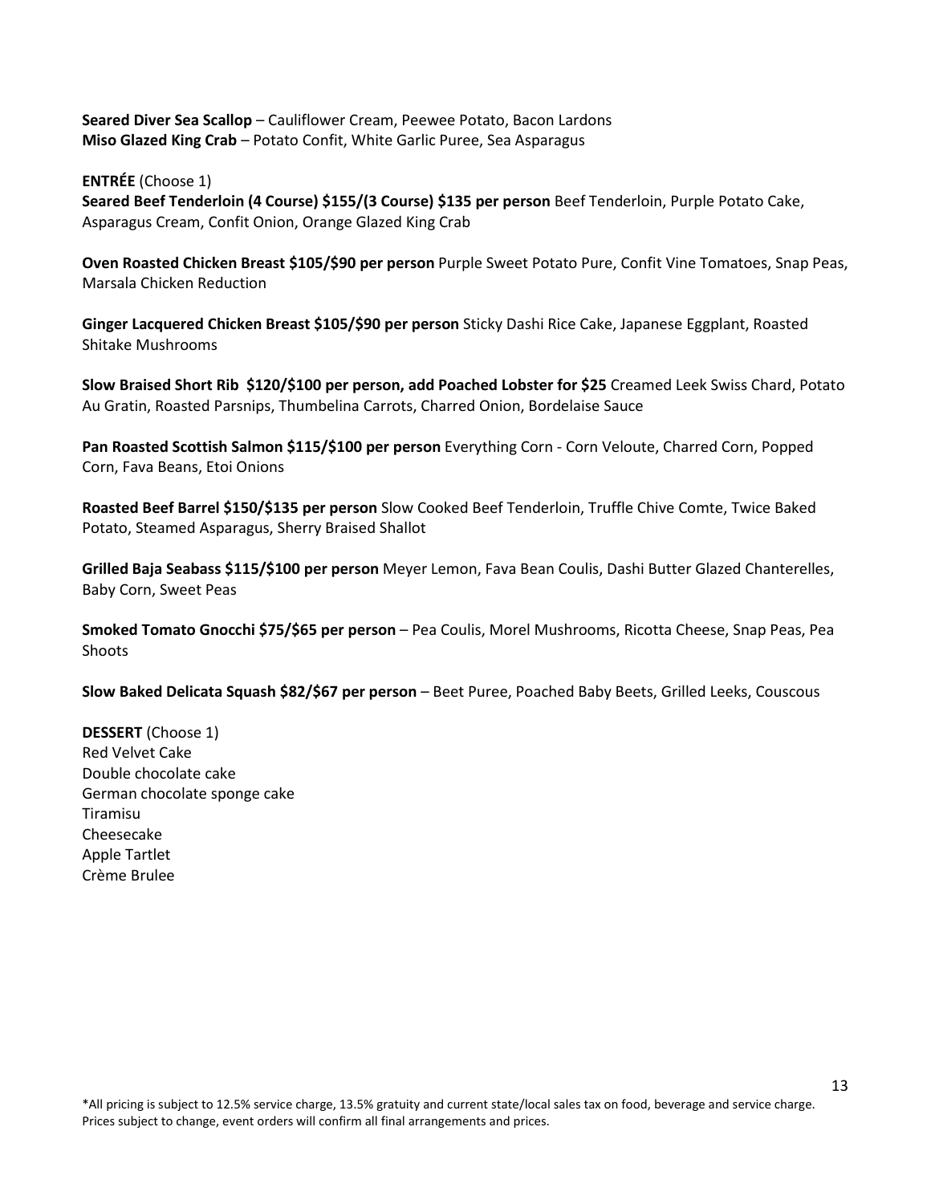**Seared Diver Sea Scallop** – Cauliflower Cream, Peewee Potato, Bacon Lardons
**Miso Glazed King Crab** – Potato Confit, White Garlic Puree, Sea Asparagus

**ENTRÉE** (Choose 1)
**Seared Beef Tenderloin (4 Course) $155/(3 Course) $135 per person** Beef Tenderloin, Purple Potato Cake, Asparagus Cream, Confit Onion, Orange Glazed King Crab

**Oven Roasted Chicken Breast $105/$90 per person** Purple Sweet Potato Pure, Confit Vine Tomatoes, Snap Peas, Marsala Chicken Reduction

**Ginger Lacquered Chicken Breast $105/$90 per person** Sticky Dashi Rice Cake, Japanese Eggplant, Roasted Shitake Mushrooms

**Slow Braised Short Rib $120/$100 per person, add Poached Lobster for $25** Creamed Leek Swiss Chard, Potato Au Gratin, Roasted Parsnips, Thumbelina Carrots, Charred Onion, Bordelaise Sauce

**Pan Roasted Scottish Salmon $115/$100 per person** Everything Corn - Corn Veloute, Charred Corn, Popped Corn, Fava Beans, Etoi Onions

**Roasted Beef Barrel $150/$135 per person** Slow Cooked Beef Tenderloin, Truffle Chive Comte, Twice Baked Potato, Steamed Asparagus, Sherry Braised Shallot

**Grilled Baja Seabass $115/$100 per person** Meyer Lemon, Fava Bean Coulis, Dashi Butter Glazed Chanterelles, Baby Corn, Sweet Peas

**Smoked Tomato Gnocchi $75/$65 per person** – Pea Coulis, Morel Mushrooms, Ricotta Cheese, Snap Peas, Pea Shoots

**Slow Baked Delicata Squash $82/$67 per person** – Beet Puree, Poached Baby Beets, Grilled Leeks, Couscous

**DESSERT** (Choose 1)
Red Velvet Cake
Double chocolate cake
German chocolate sponge cake
Tiramisu
Cheesecake
Apple Tartlet
Crème Brulee

*All pricing is subject to 12.5% service charge, 13.5% gratuity and current state/local sales tax on food, beverage and service charge. Prices subject to change, event orders will confirm all final arrangements and prices.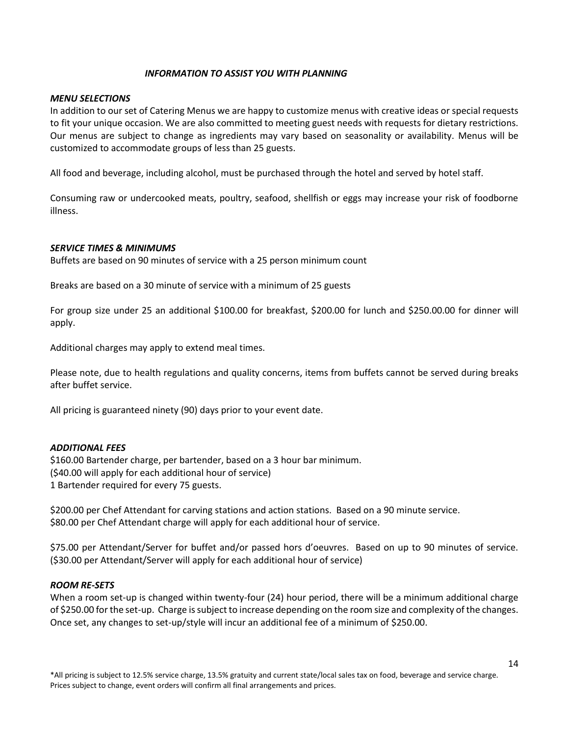### *INFORMATION TO ASSIST YOU WITH PLANNING*

***MENU SELECTIONS***

In addition to our set of Catering Menus we are happy to customize menus with creative ideas or special requests to fit your unique occasion. We are also committed to meeting guest needs with requests for dietary restrictions. Our menus are subject to change as ingredients may vary based on seasonality or availability. Menus will be customized to accommodate groups of less than 25 guests.

All food and beverage, including alcohol, must be purchased through the hotel and served by hotel staff.

Consuming raw or undercooked meats, poultry, seafood, shellfish or eggs may increase your risk of foodborne illness.

***SERVICE TIMES & MINIMUMS***

Buffets are based on 90 minutes of service with a 25 person minimum count

Breaks are based on a 30 minute of service with a minimum of 25 guests

For group size under 25 an additional $100.00 for breakfast, $200.00 for lunch and $250.00.00 for dinner will apply.

Additional charges may apply to extend meal times.

Please note, due to health regulations and quality concerns, items from buffets cannot be served during breaks after buffet service.

All pricing is guaranteed ninety (90) days prior to your event date.

***ADDITIONAL FEES***

$160.00 Bartender charge, per bartender, based on a 3 hour bar minimum.
($40.00 will apply for each additional hour of service)
1 Bartender required for every 75 guests.

$200.00 per Chef Attendant for carving stations and action stations. Based on a 90 minute service.
$80.00 per Chef Attendant charge will apply for each additional hour of service.

$75.00 per Attendant/Server for buffet and/or passed hors d'oeuvres. Based on up to 90 minutes of service. ($30.00 per Attendant/Server will apply for each additional hour of service)

***ROOM RE-SETS***

When a room set-up is changed within twenty-four (24) hour period, there will be a minimum additional charge of $250.00 for the set-up. Charge is subject to increase depending on the room size and complexity of the changes. Once set, any changes to set-up/style will incur an additional fee of a minimum of $250.00.

*All pricing is subject to 12.5% service charge, 13.5% gratuity and current state/local sales tax on food, beverage and service charge. Prices subject to change, event orders will confirm all final arrangements and prices.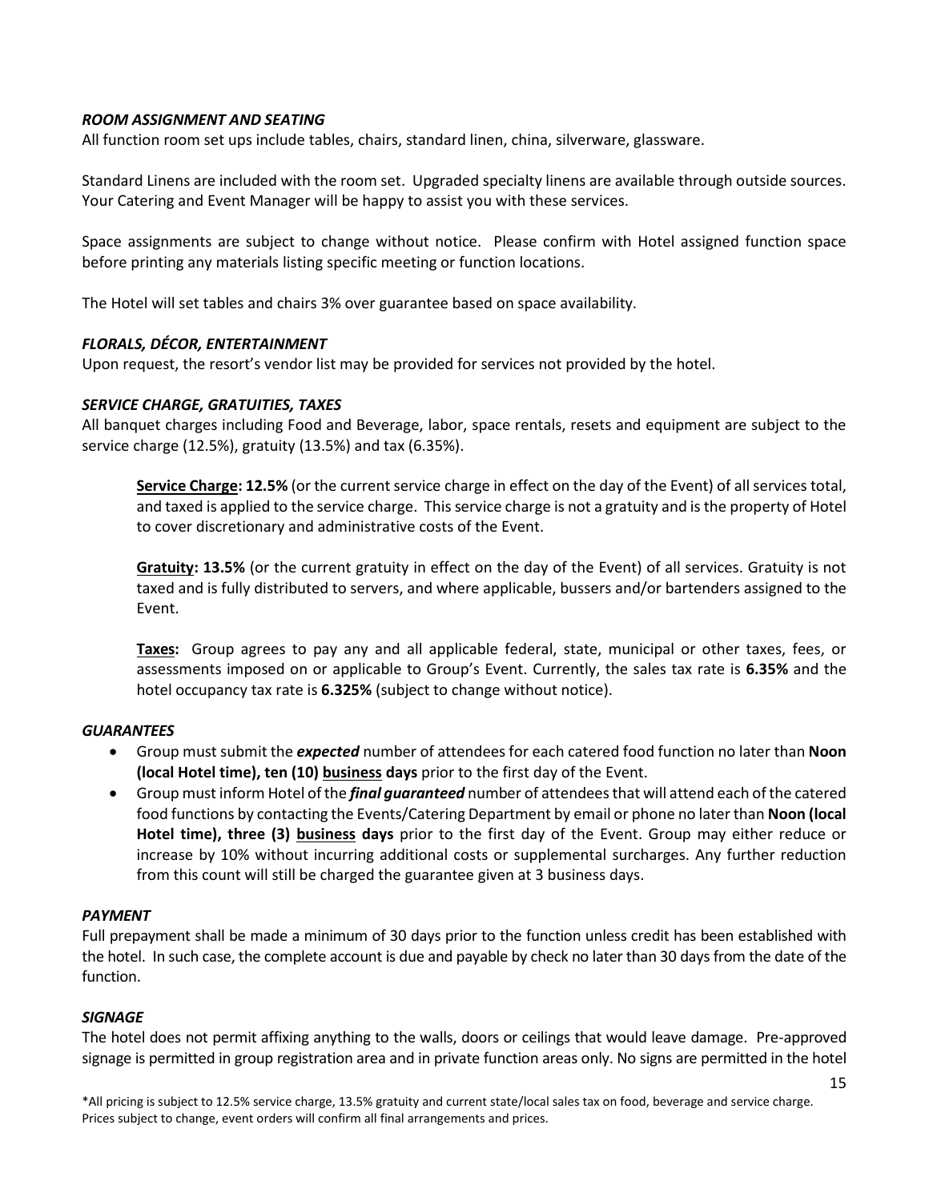### *ROOM ASSIGNMENT AND SEATING*

All function room set ups include tables, chairs, standard linen, china, silverware, glassware.

Standard Linens are included with the room set. Upgraded specialty linens are available through outside sources. Your Catering and Event Manager will be happy to assist you with these services.

Space assignments are subject to change without notice. Please confirm with Hotel assigned function space before printing any materials listing specific meeting or function locations.

The Hotel will set tables and chairs 3% over guarantee based on space availability.

### *FLORALS, DÉCOR, ENTERTAINMENT*

Upon request, the resort's vendor list may be provided for services not provided by the hotel.

### *SERVICE CHARGE, GRATUITIES, TAXES*

All banquet charges including Food and Beverage, labor, space rentals, resets and equipment are subject to the service charge (12.5%), gratuity (13.5%) and tax (6.35%).

> **Service Charge: 12.5%** (or the current service charge in effect on the day of the Event) of all services total, and taxed is applied to the service charge. This service charge is not a gratuity and is the property of Hotel to cover discretionary and administrative costs of the Event.
>
> **Gratuity: 13.5%** (or the current gratuity in effect on the day of the Event) of all services. Gratuity is not taxed and is fully distributed to servers, and where applicable, bussers and/or bartenders assigned to the Event.
>
> **Taxes:** Group agrees to pay any and all applicable federal, state, municipal or other taxes, fees, or assessments imposed on or applicable to Group's Event. Currently, the sales tax rate is **6.35%** and the hotel occupancy tax rate is **6.325%** (subject to change without notice).

### *GUARANTEES*

- Group must submit the ***expected*** number of attendees for each catered food function no later than **Noon (local Hotel time), ten (10) business days** prior to the first day of the Event.
- Group must inform Hotel of the ***final guaranteed*** number of attendees that will attend each of the catered food functions by contacting the Events/Catering Department by email or phone no later than **Noon (local Hotel time), three (3) business days** prior to the first day of the Event. Group may either reduce or increase by 10% without incurring additional costs or supplemental surcharges. Any further reduction from this count will still be charged the guarantee given at 3 business days.

### *PAYMENT*

Full prepayment shall be made a minimum of 30 days prior to the function unless credit has been established with the hotel. In such case, the complete account is due and payable by check no later than 30 days from the date of the function.

### *SIGNAGE*

The hotel does not permit affixing anything to the walls, doors or ceilings that would leave damage. Pre-approved signage is permitted in group registration area and in private function areas only. No signs are permitted in the hotel

*All pricing is subject to 12.5% service charge, 13.5% gratuity and current state/local sales tax on food, beverage and service charge. Prices subject to change, event orders will confirm all final arrangements and prices.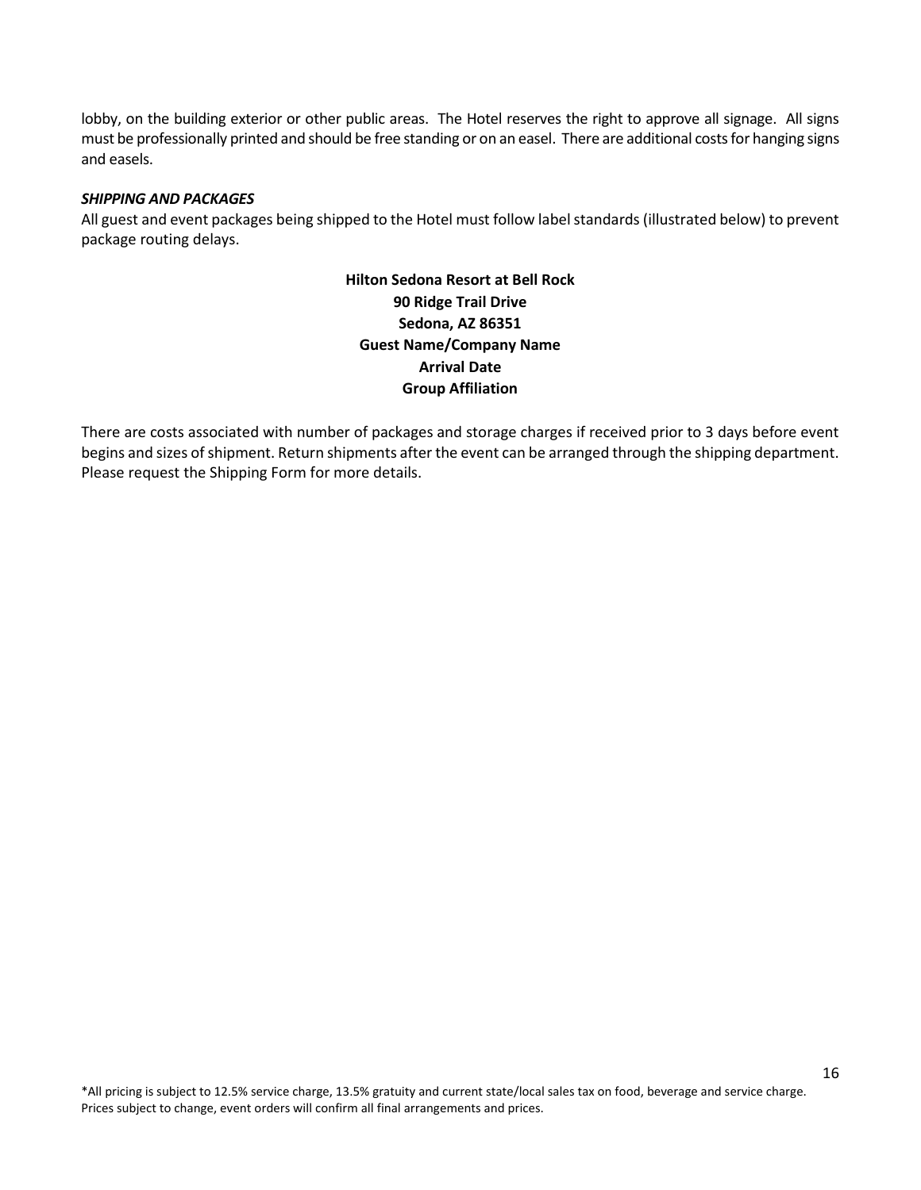lobby, on the building exterior or other public areas. The Hotel reserves the right to approve all signage. All signs must be professionally printed and should be free standing or on an easel. There are additional costs for hanging signs and easels.

***SHIPPING AND PACKAGES***

All guest and event packages being shipped to the Hotel must follow label standards (illustrated below) to prevent package routing delays.

**Hilton Sedona Resort at Bell Rock**
**90 Ridge Trail Drive**
**Sedona, AZ 86351**
**Guest Name/Company Name**
**Arrival Date**
**Group Affiliation**

There are costs associated with number of packages and storage charges if received prior to 3 days before event begins and sizes of shipment. Return shipments after the event can be arranged through the shipping department. Please request the Shipping Form for more details.

*All pricing is subject to 12.5% service charge, 13.5% gratuity and current state/local sales tax on food, beverage and service charge. Prices subject to change, event orders will confirm all final arrangements and prices.